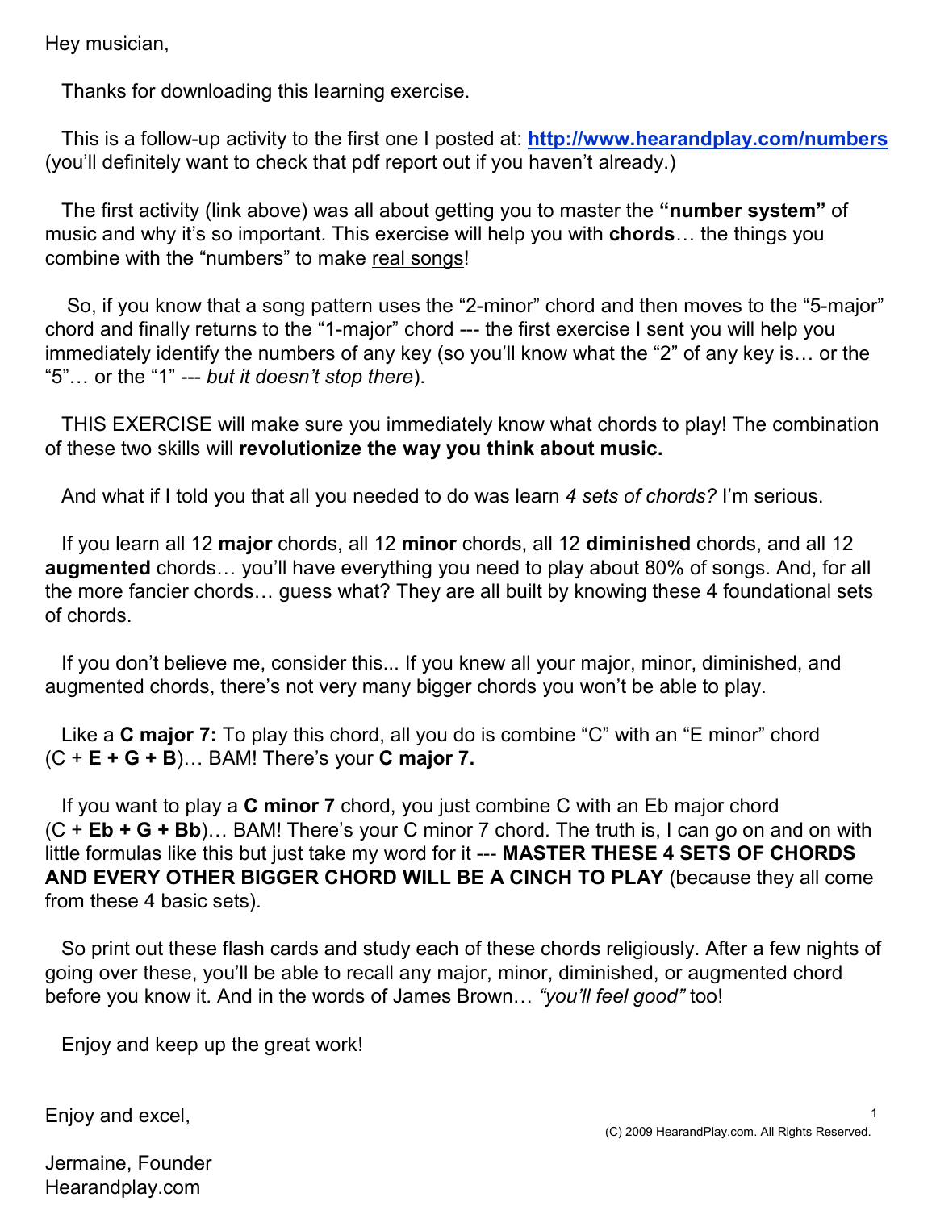Hey musician,

Thanks for downloading this learning exercise.

This is a follow-up activity to the first one I posted at: **[http://www.hearandplay.com/numbers](http://www.hearandplay.com/numbers)** (you'll definitely want to check that pdf report out if you haven't already.)

The first activity (link above) was all about getting you to master the **"number system"** of music and why it's so important. This exercise will help you with **chords**… the things you combine with the "numbers" to make <u>real songs</u>!

So, if you know that a song pattern uses the "2-minor" chord and then moves to the "5-major" chord and finally returns to the "1-major" chord --- the first exercise I sent you will help you immediately identify the numbers of any key (so you'll know what the "2" of any key is… or the "5"… or the "1" --- *but it doesn't stop there*).

THIS EXERCISE will make sure you immediately know what chords to play! The combination of these two skills will **revolutionize the way you think about music.**

And what if I told you that all you needed to do was learn *4 sets of chords?* I'm serious.

If you learn all 12 **major** chords, all 12 **minor** chords, all 12 **diminished** chords, and all 12 **augmented** chords… you'll have everything you need to play about 80% of songs. And, for all the more fancier chords… guess what? They are all built by knowing these 4 foundational sets of chords.

If you don't believe me, consider this... If you knew all your major, minor, diminished, and augmented chords, there's not very many bigger chords you won't be able to play.

Like a **C major 7:** To play this chord, all you do is combine "C" with an "E minor" chord (C + **E + G + B**)… BAM! There's your **C major 7.**

If you want to play a **C minor 7** chord, you just combine C with an Eb major chord (C + **Eb + G + Bb**)… BAM! There's your C minor 7 chord. The truth is, I can go on and on with little formulas like this but just take my word for it --- **MASTER THESE 4 SETS OF CHORDS AND EVERY OTHER BIGGER CHORD WILL BE A CINCH TO PLAY** (because they all come from these 4 basic sets).

So print out these flash cards and study each of these chords religiously. After a few nights of going over these, you'll be able to recall any major, minor, diminished, or augmented chord before you know it. And in the words of James Brown… *"you'll feel good"* too!

Enjoy and keep up the great work!

Enjoy and excel,

Jermaine, Founder
Hearandplay.com

(C) 2009 HearandPlay.com. All Rights Reserved.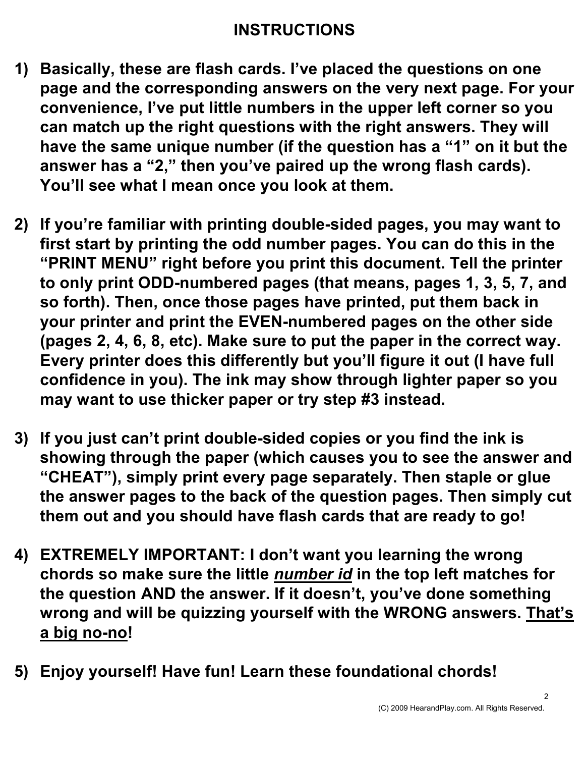# INSTRUCTIONS

1) **Basically, these are flash cards. I've placed the questions on one page and the corresponding answers on the very next page. For your convenience, I've put little numbers in the upper left corner so you can match up the right questions with the right answers. They will have the same unique number (if the question has a "1" on it but the answer has a "2," then you've paired up the wrong flash cards). You'll see what I mean once you look at them.**

2) **If you're familiar with printing double-sided pages, you may want to first start by printing the odd number pages. You can do this in the "PRINT MENU" right before you print this document. Tell the printer to only print ODD-numbered pages (that means, pages 1, 3, 5, 7, and so forth). Then, once those pages have printed, put them back in your printer and print the EVEN-numbered pages on the other side (pages 2, 4, 6, 8, etc). Make sure to put the paper in the correct way. Every printer does this differently but you'll figure it out (I have full confidence in you). The ink may show through lighter paper so you may want to use thicker paper or try step #3 instead.**

3) **If you just can't print double-sided copies or you find the ink is showing through the paper (which causes you to see the answer and "CHEAT"), simply print every page separately. Then staple or glue the answer pages to the back of the question pages. Then simply cut them out and you should have flash cards that are ready to go!**

4) **EXTREMELY IMPORTANT: I don't want you learning the wrong chords so make sure the little <u>*number id*</u> in the top left matches for the question AND the answer. If it doesn't, you've done something wrong and will be quizzing yourself with the WRONG answers. <u>That's a big no-no</u>!**

5) **Enjoy yourself! Have fun! Learn these foundational chords!**

(C) 2009 HearandPlay.com. All Rights Reserved.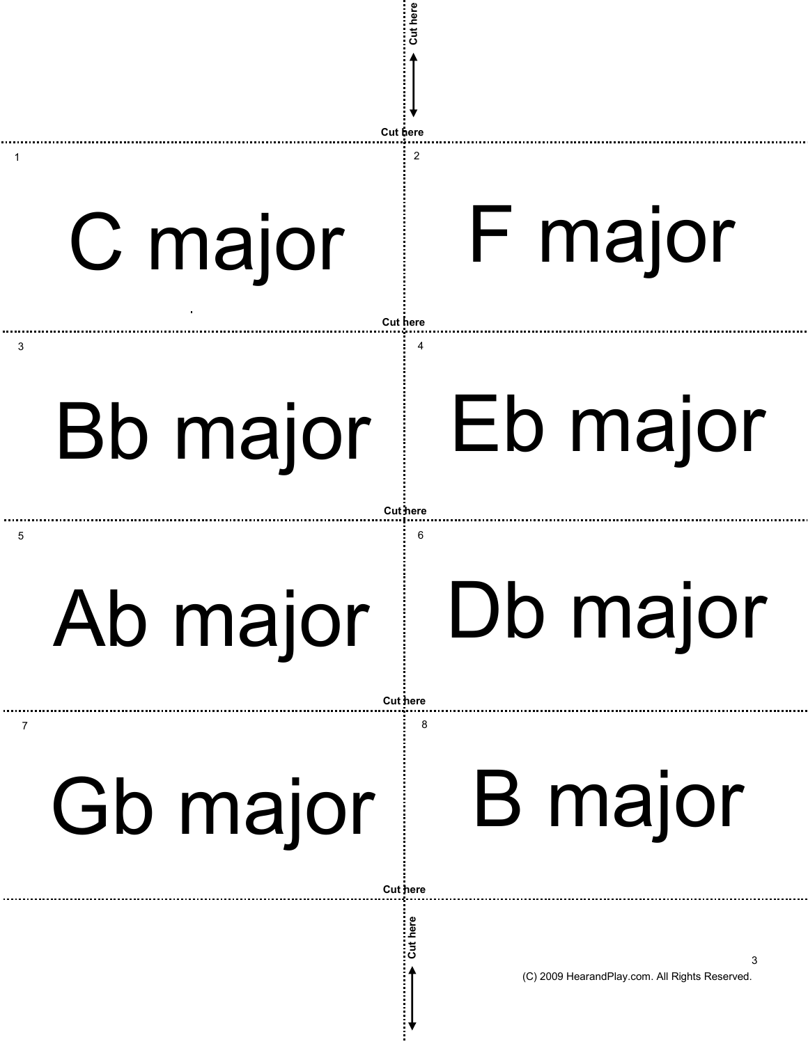Cut here

Cut here

1

C major

2

F major

Cut here

3

Bb major

4

Eb major

Cut here

5

Ab major

6

Db major

Cut here

7

Gb major

8

B major

Cut here

Cut here

(C) 2009 HearandPlay.com. All Rights Reserved.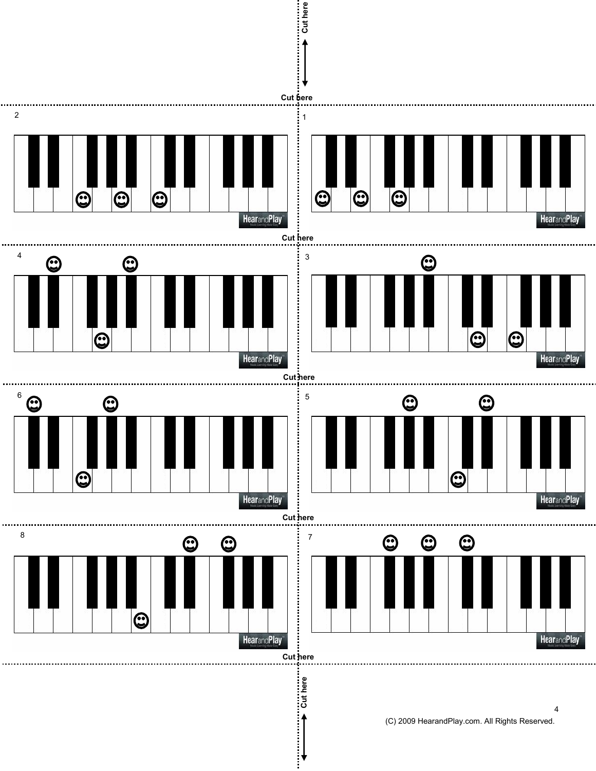Cut here

Cut here

2

1

Cut here

4

3

Cut here

6

5

Cut here

8

7

Cut here

Cut here

(C) 2009 HearandPlay.com. All Rights Reserved.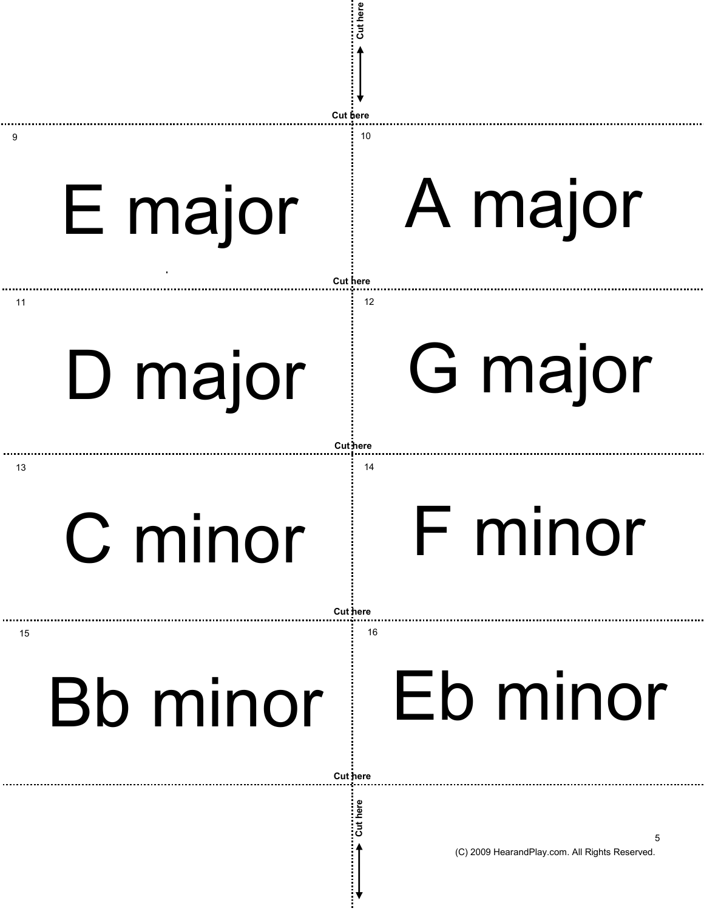Cut here

Cut here

9

E major

10

A major

Cut here

11

D major

12

G major

Cut here

13

C minor

14

F minor

Cut here

15

Bb minor

16

Eb minor

Cut here

Cut here

(C) 2009 HearandPlay.com. All Rights Reserved.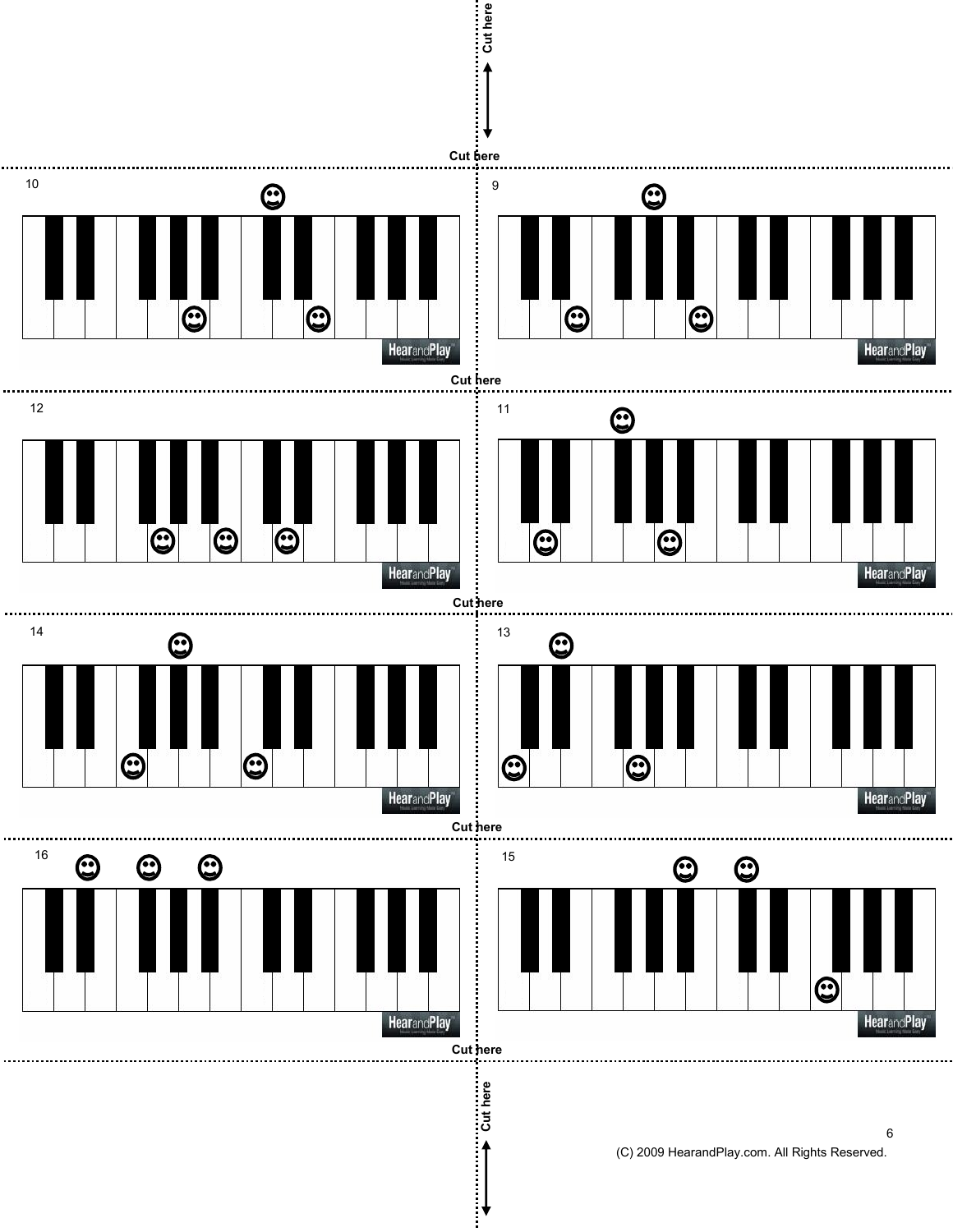Cut here

Cut here

10

9

Cut here

12

11

Cut here

14

13

Cut here

16

15

Cut here

Cut here

(C) 2009 HearandPlay.com. All Rights Reserved.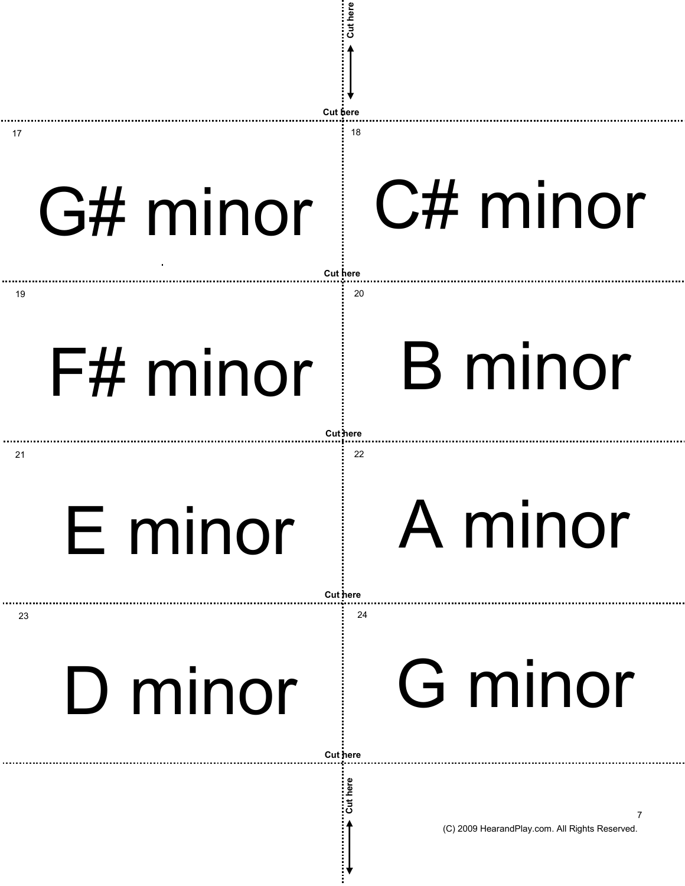Cut here

Cut here

17

G# minor

18

C# minor

Cut here

19

F# minor

20

B minor

Cut here

21

E minor

22

A minor

Cut here

23

D minor

24

G minor

Cut here

Cut here

(C) 2009 HearandPlay.com. All Rights Reserved.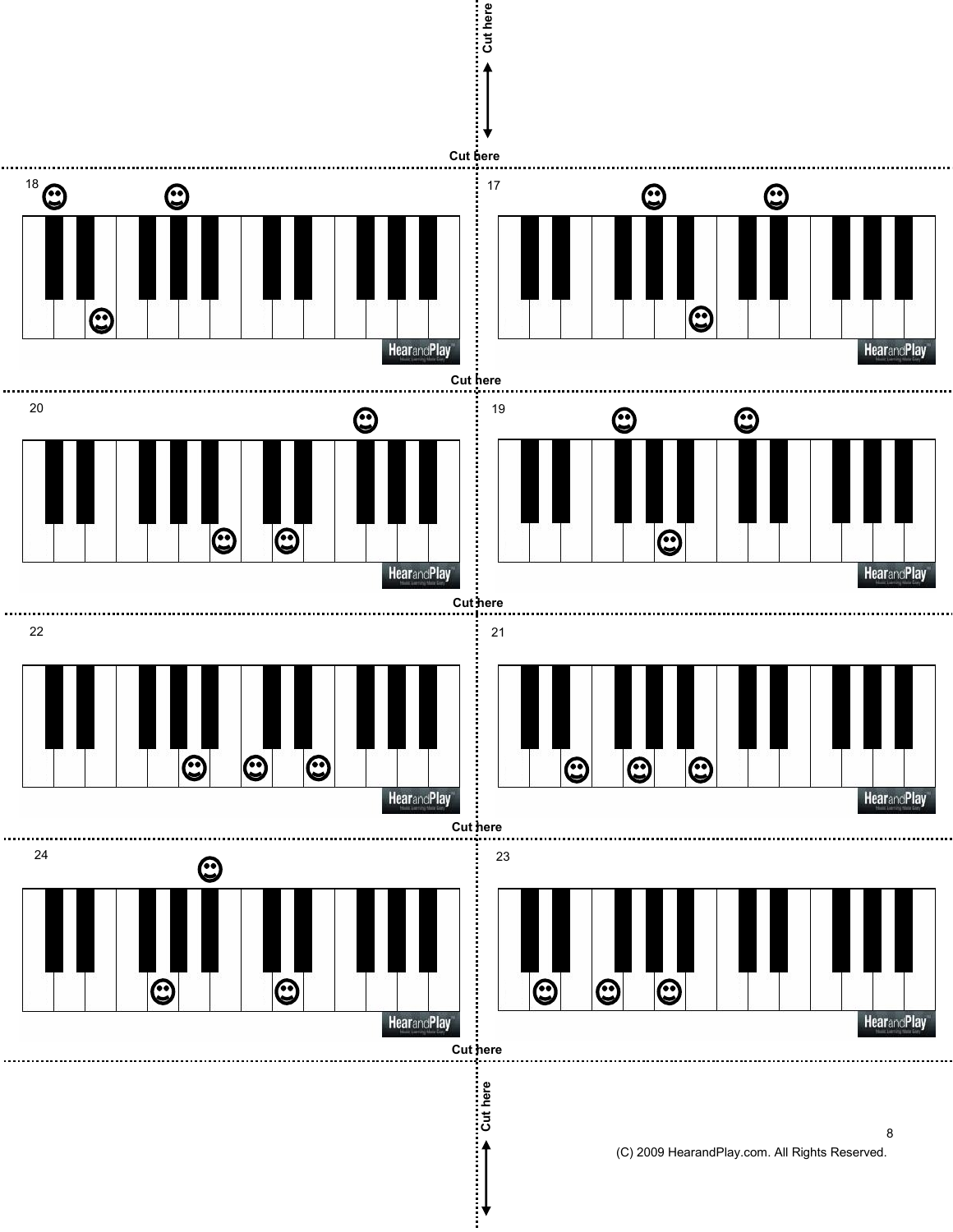Cut here

Cut here

18

17

Cut here

20

19

Cut here

22

21

Cut here

24

23

Cut here

Cut here

(C) 2009 HearandPlay.com. All Rights Reserved.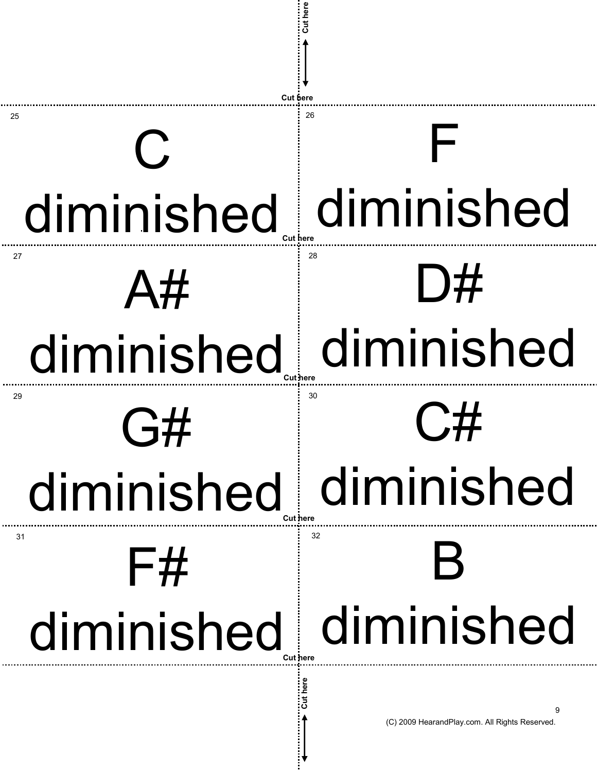Cut here

Cut here

25

C
diminished

26

F
diminished

Cut here

27

A#
diminished

28

D#
diminished

Cut here

29

G#
diminished

30

C#
diminished

Cut here

31

F#
diminished

32

B
diminished

Cut here

Cut here

(C) 2009 HearandPlay.com. All Rights Reserved.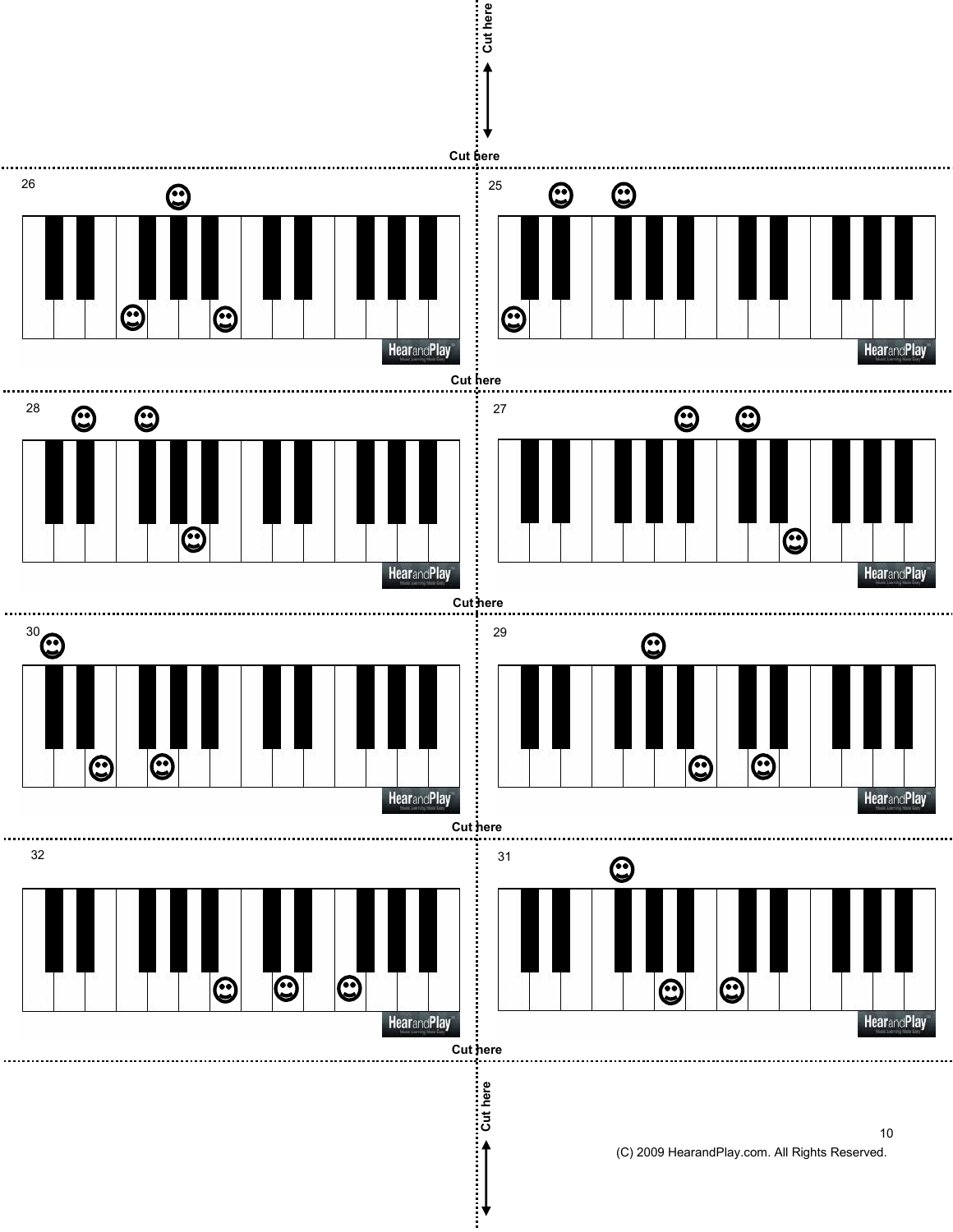Cut here

Cut here

26

25

Cut here

28

27

Cut here

30

29

Cut here

32

31

Cut here

Cut here

(C) 2009 HearandPlay.com. All Rights Reserved.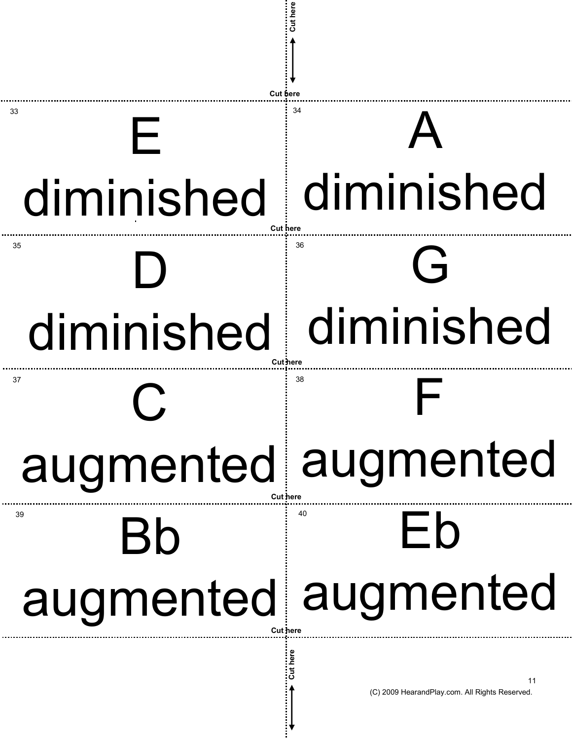Cut here

33

E
diminished

34

A
diminished

Cut here

35

D
diminished

36

G
diminished

Cut here

37

C
augmented

38

F
augmented

Cut here

39

Bb
augmented

40

Eb
augmented

Cut here

(C) 2009 HearandPlay.com. All Rights Reserved.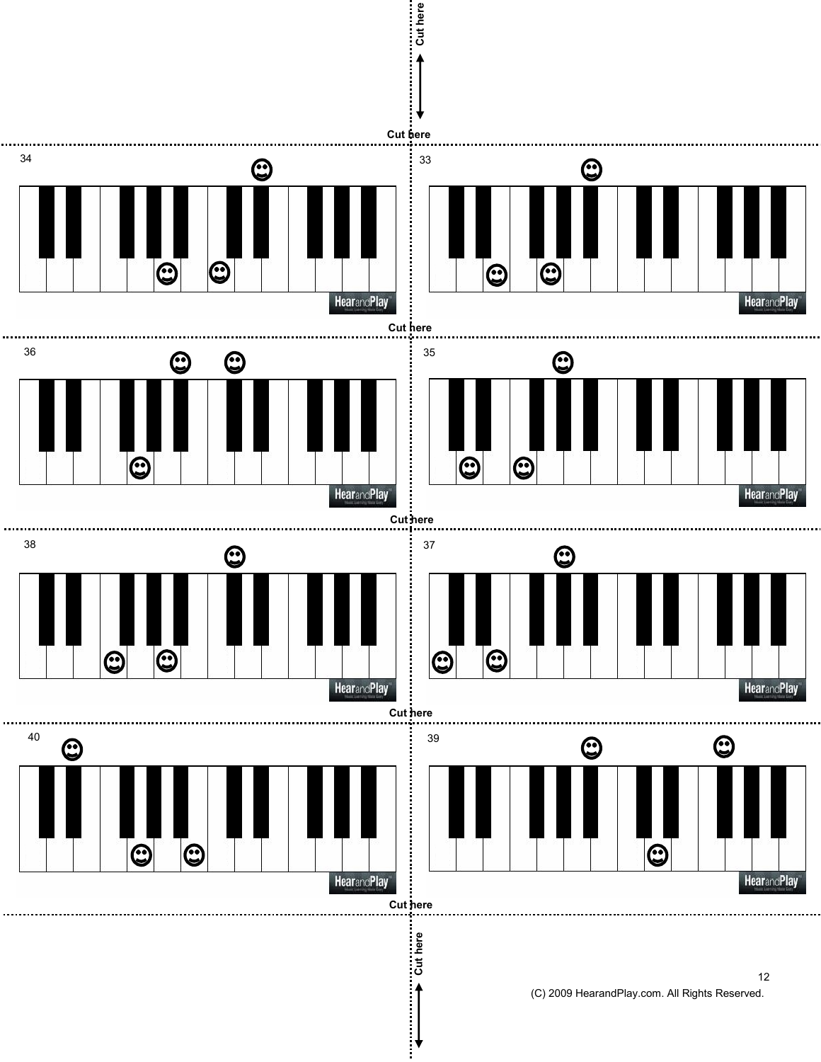Cut here

Cut here

34

33

Cut here

36

35

Cut here

38

37

Cut here

40

39

Cut here

Cut here

(C) 2009 HearandPlay.com. All Rights Reserved.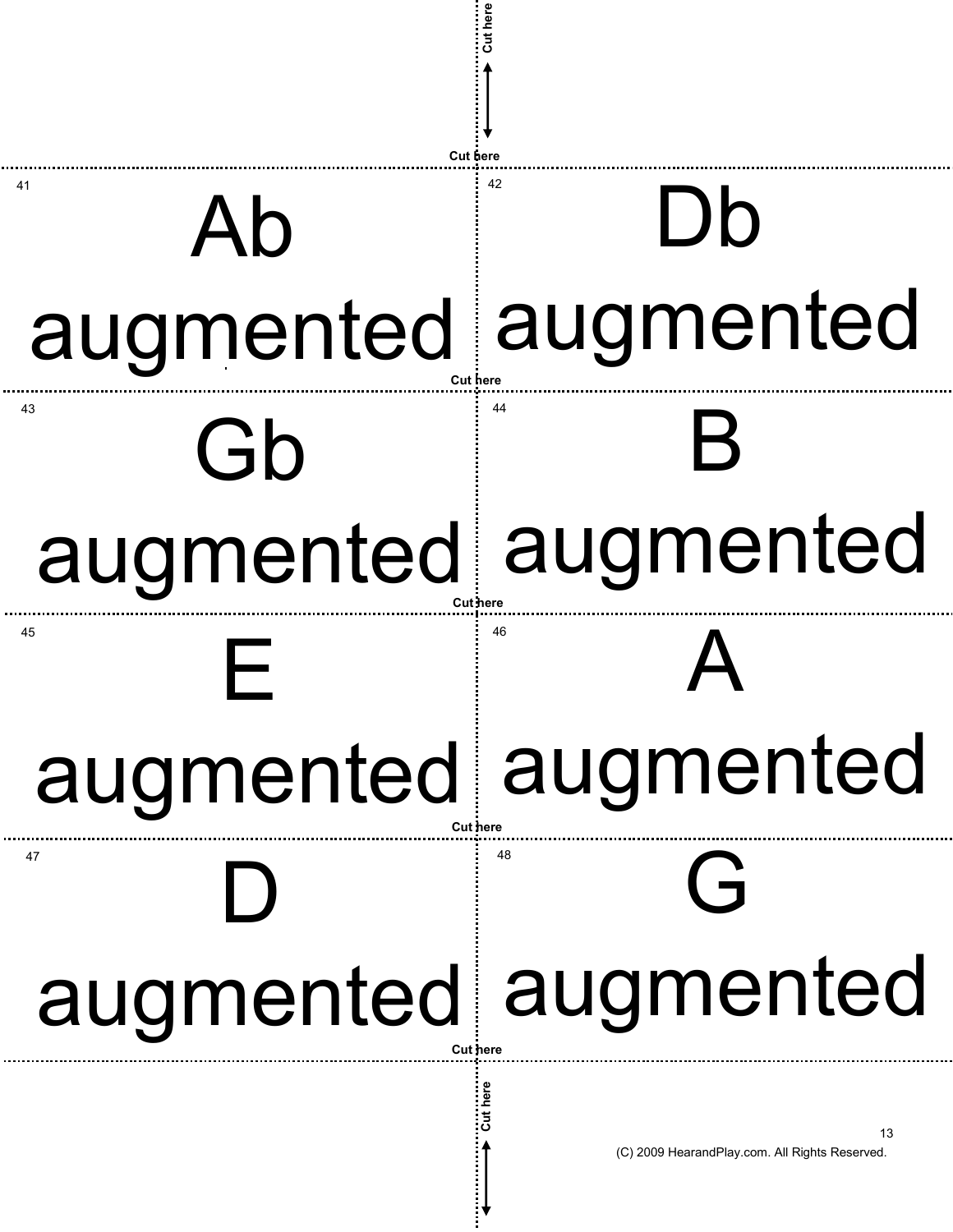Cut here

Cut here

41

Ab
augmented

42

Db
augmented

Cut here

43

Gb
augmented

44

B
augmented

Cut here

45

E
augmented

46

A
augmented

Cut here

47

D
augmented

48

G
augmented

Cut here

Cut here

(C) 2009 HearandPlay.com. All Rights Reserved.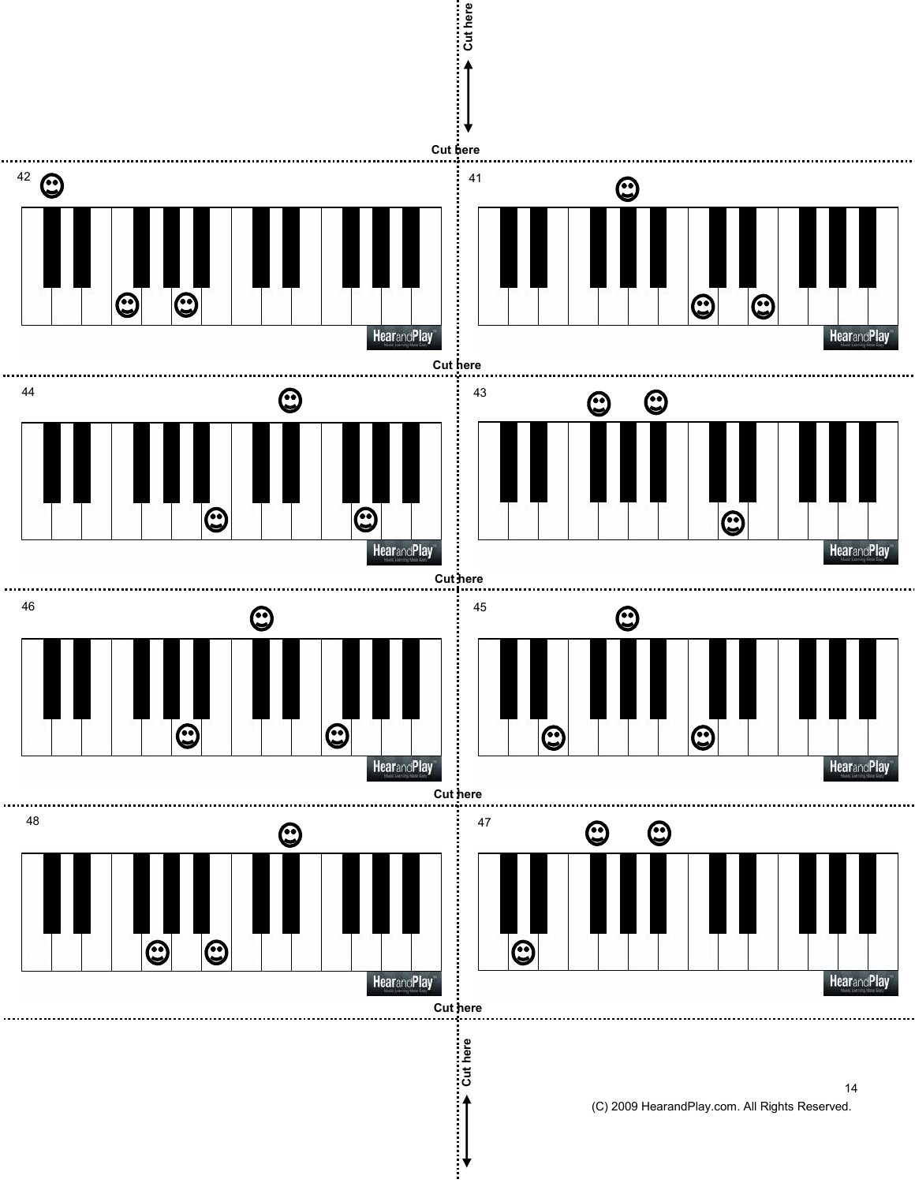Cut here

Cut here

42

41

Cut here

44

43

Cut here

46

45

Cut here

48

47

Cut here

Cut here

(C) 2009 HearandPlay.com. All Rights Reserved.